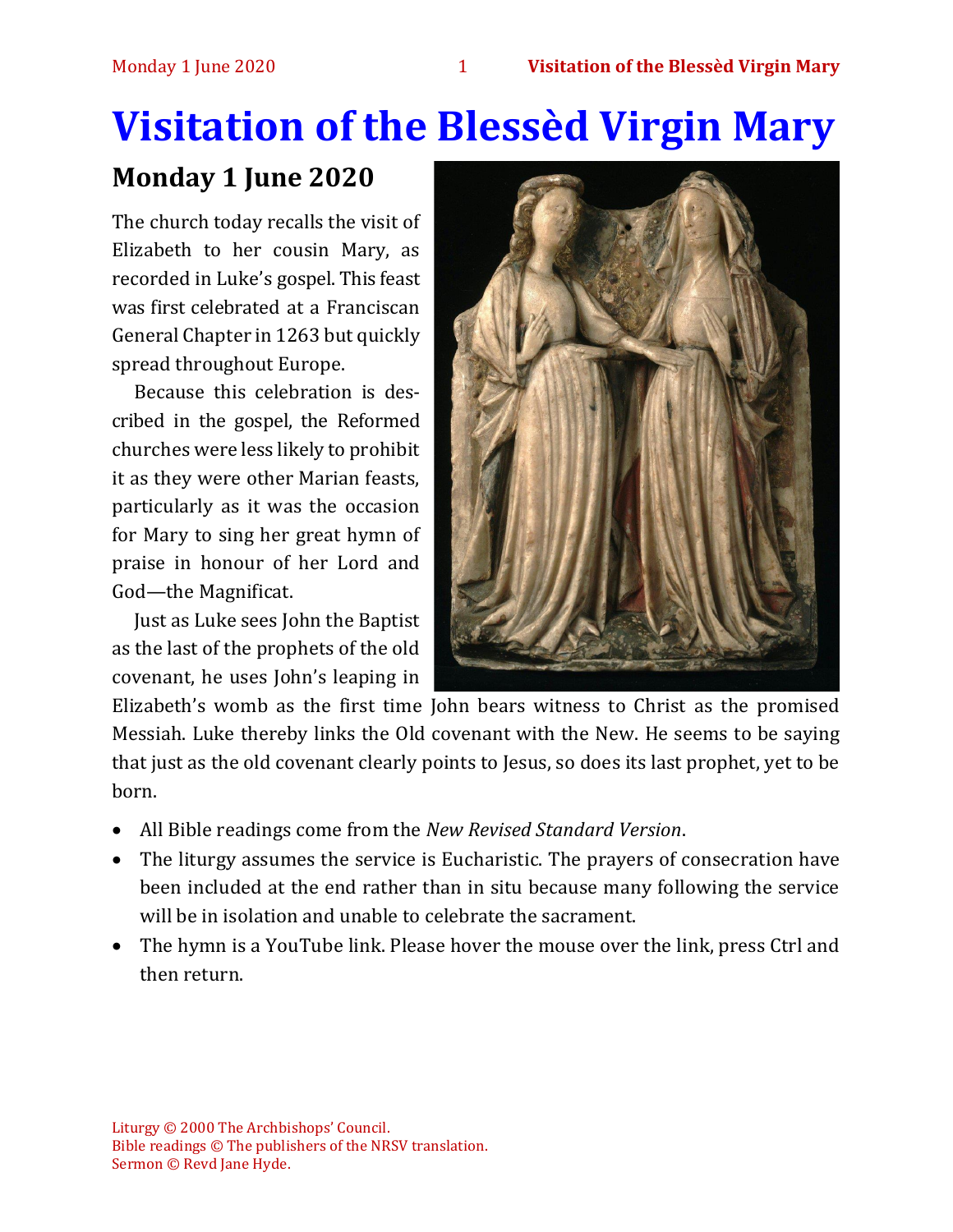# Visitation of the Blessèd Virgin Mary

## Monday 1 June 2020

The church today recalls the visit of Elizabeth to her cousin Mary, as recorded in Luke's gospel. This feast was first celebrated at a Franciscan General Chapter in 1263 but quickly spread throughout Europe.

Because this celebration is described in the gospel, the Reformed churches were less likely to prohibit it as they were other Marian feasts, particularly as it was the occasion for Mary to sing her great hymn of praise in honour of her Lord and God—the Magnificat.

Just as Luke sees John the Baptist as the last of the prophets of the old covenant, he uses John's leaping in Elizabeth's womb as the first time John bears witness to Christ as the promised Messiah. Luke thereby links the Old covenant with the New. He seems to be saying that just as the old covenant clearly points to Jesus, so does its last prophet, yet to be born.

- All Bible readings come from the *New Revised Standard Version*.
- The liturgy assumes the service is Eucharistic. The prayers of consecration have been included at the end rather than in situ because many following the service will be in isolation and unable to celebrate the sacrament.
- The hymn is a YouTube link. Please hover the mouse over the link, press Ctrl and then return.

Liturgy © 2000 The Archbishops' Council.
Bible readings © The publishers of the NRSV translation.
Sermon © Revd Jane Hyde.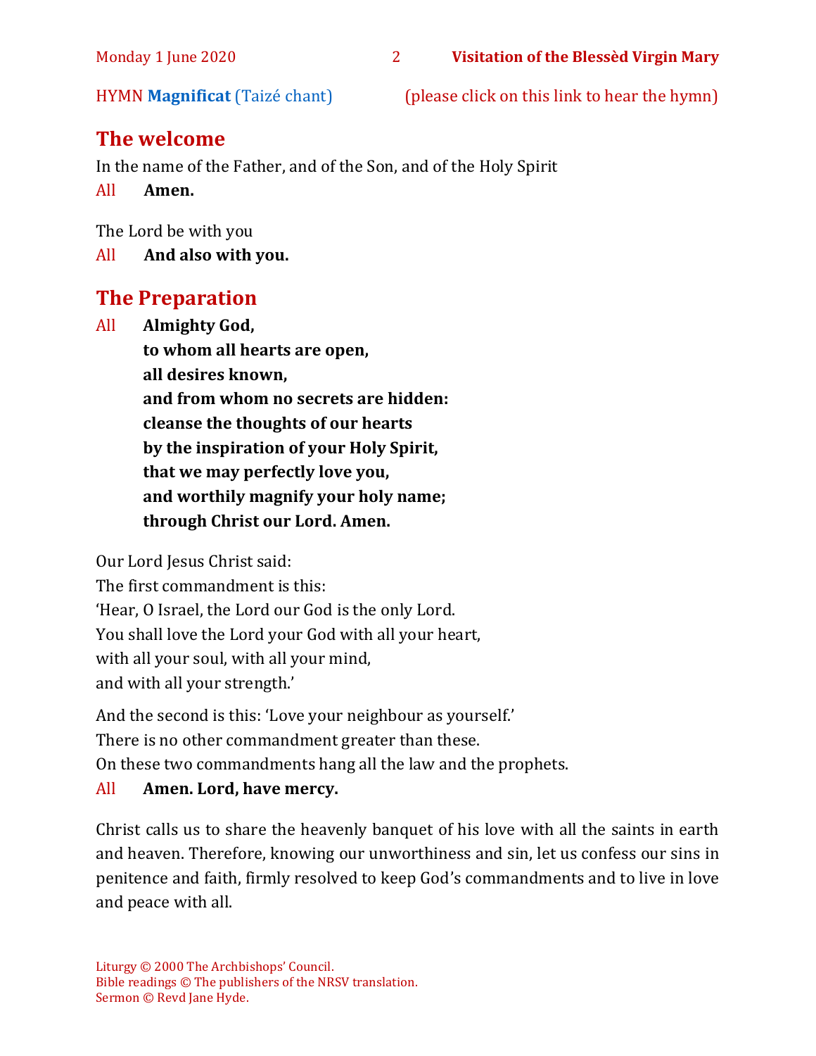HYMN **Magnificat** (Taizé chant) (please click on this link to hear the hymn)

## The welcome

In the name of the Father, and of the Son, and of the Holy Spirit

All **Amen.**

The Lord be with you

All **And also with you.**

## The Preparation

All **Almighty God,**
**to whom all hearts are open,**
**all desires known,**
**and from whom no secrets are hidden:**
**cleanse the thoughts of our hearts**
**by the inspiration of your Holy Spirit,**
**that we may perfectly love you,**
**and worthily magnify your holy name;**
**through Christ our Lord. Amen.**

Our Lord Jesus Christ said:
The first commandment is this:
'Hear, O Israel, the Lord our God is the only Lord.
You shall love the Lord your God with all your heart,
with all your soul, with all your mind,
and with all your strength.'

And the second is this: 'Love your neighbour as yourself.'
There is no other commandment greater than these.
On these two commandments hang all the law and the prophets.

All **Amen. Lord, have mercy.**

Christ calls us to share the heavenly banquet of his love with all the saints in earth and heaven. Therefore, knowing our unworthiness and sin, let us confess our sins in penitence and faith, firmly resolved to keep God's commandments and to live in love and peace with all.

Liturgy © 2000 The Archbishops' Council.
Bible readings © The publishers of the NRSV translation.
Sermon © Revd Jane Hyde.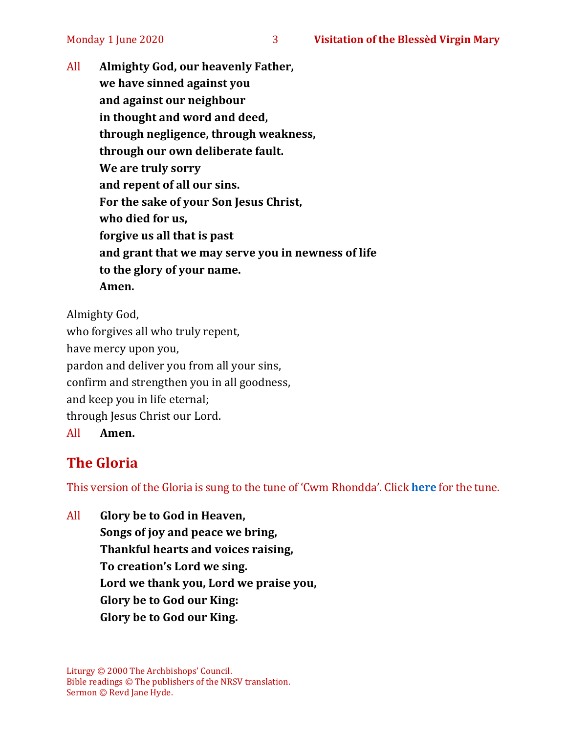All **Almighty God, our heavenly Father,**
**we have sinned against you**
**and against our neighbour**
**in thought and word and deed,**
**through negligence, through weakness,**
**through our own deliberate fault.**
**We are truly sorry**
**and repent of all our sins.**
**For the sake of your Son Jesus Christ,**
**who died for us,**
**forgive us all that is past**
**and grant that we may serve you in newness of life**
**to the glory of your name.**
**Amen.**

Almighty God,
who forgives all who truly repent,
have mercy upon you,
pardon and deliver you from all your sins,
confirm and strengthen you in all goodness,
and keep you in life eternal;
through Jesus Christ our Lord.
All **Amen.**

## The Gloria

This version of the Gloria is sung to the tune of 'Cwm Rhondda'. Click **here** for the tune.

All **Glory be to God in Heaven,**
**Songs of joy and peace we bring,**
**Thankful hearts and voices raising,**
**To creation's Lord we sing.**
**Lord we thank you, Lord we praise you,**
**Glory be to God our King:**
**Glory be to God our King.**

Liturgy © 2000 The Archbishops' Council.
Bible readings © The publishers of the NRSV translation.
Sermon © Revd Jane Hyde.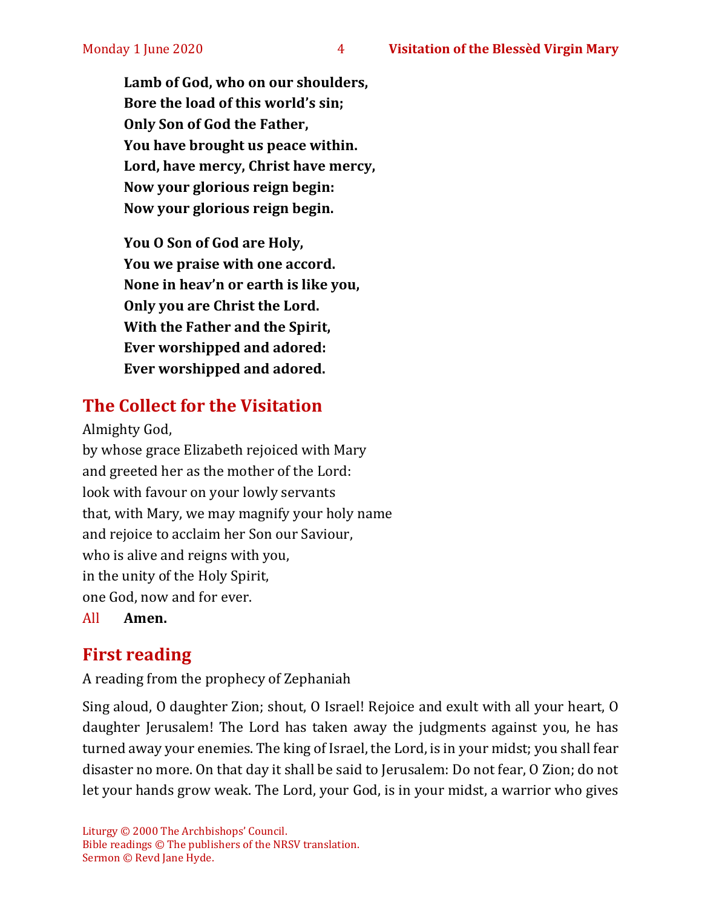**Lamb of God, who on our shoulders,**
**Bore the load of this world's sin;**
**Only Son of God the Father,**
**You have brought us peace within.**
**Lord, have mercy, Christ have mercy,**
**Now your glorious reign begin:**
**Now your glorious reign begin.**

**You O Son of God are Holy,**
**You we praise with one accord.**
**None in heav'n or earth is like you,**
**Only you are Christ the Lord.**
**With the Father and the Spirit,**
**Ever worshipped and adored:**
**Ever worshipped and adored.**

## The Collect for the Visitation

Almighty God,
by whose grace Elizabeth rejoiced with Mary
and greeted her as the mother of the Lord:
look with favour on your lowly servants
that, with Mary, we may magnify your holy name
and rejoice to acclaim her Son our Saviour,
who is alive and reigns with you,
in the unity of the Holy Spirit,
one God, now and for ever.

All **Amen.**

## First reading

A reading from the prophecy of Zephaniah

Sing aloud, O daughter Zion; shout, O Israel! Rejoice and exult with all your heart, O daughter Jerusalem! The Lord has taken away the judgments against you, he has turned away your enemies. The king of Israel, the Lord, is in your midst; you shall fear disaster no more. On that day it shall be said to Jerusalem: Do not fear, O Zion; do not let your hands grow weak. The Lord, your God, is in your midst, a warrior who gives

Liturgy © 2000 The Archbishops' Council.
Bible readings © The publishers of the NRSV translation.
Sermon © Revd Jane Hyde.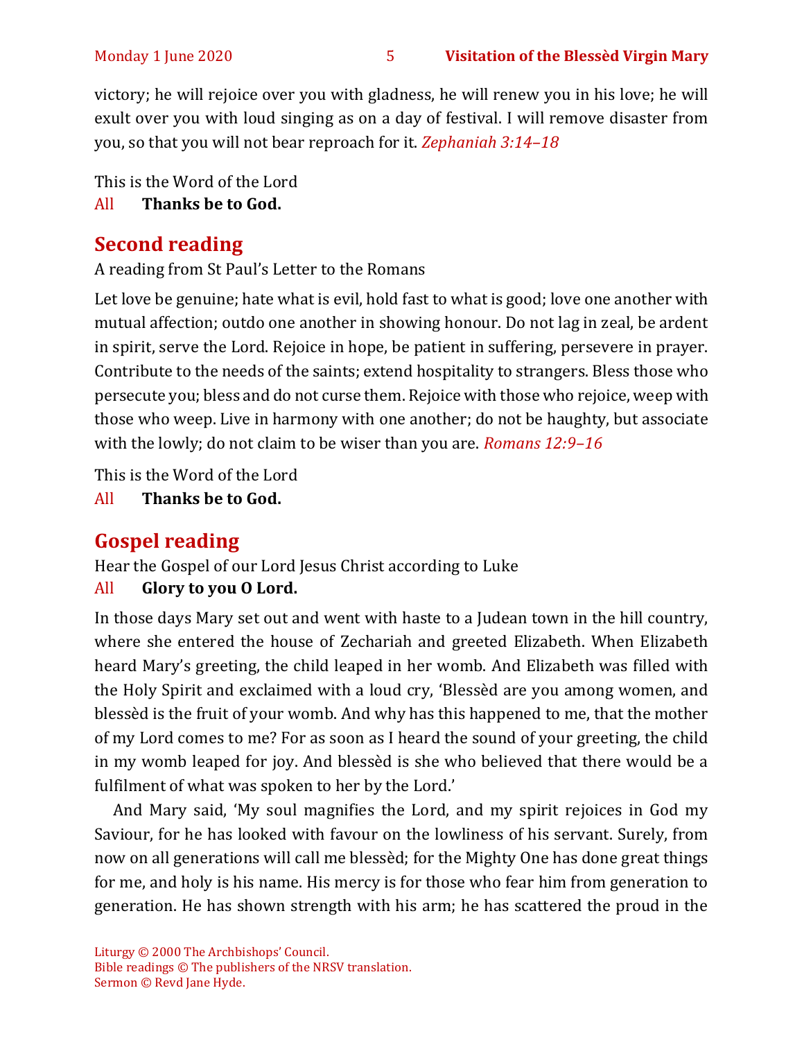victory; he will rejoice over you with gladness, he will renew you in his love; he will exult over you with loud singing as on a day of festival. I will remove disaster from you, so that you will not bear reproach for it. *Zephaniah 3:14–18*

This is the Word of the Lord
All **Thanks be to God.**

## Second reading

A reading from St Paul's Letter to the Romans

Let love be genuine; hate what is evil, hold fast to what is good; love one another with mutual affection; outdo one another in showing honour. Do not lag in zeal, be ardent in spirit, serve the Lord. Rejoice in hope, be patient in suffering, persevere in prayer. Contribute to the needs of the saints; extend hospitality to strangers. Bless those who persecute you; bless and do not curse them. Rejoice with those who rejoice, weep with those who weep. Live in harmony with one another; do not be haughty, but associate with the lowly; do not claim to be wiser than you are. *Romans 12:9–16*

This is the Word of the Lord
All **Thanks be to God.**

## Gospel reading

Hear the Gospel of our Lord Jesus Christ according to Luke
All **Glory to you O Lord.**

In those days Mary set out and went with haste to a Judean town in the hill country, where she entered the house of Zechariah and greeted Elizabeth. When Elizabeth heard Mary's greeting, the child leaped in her womb. And Elizabeth was filled with the Holy Spirit and exclaimed with a loud cry, 'Blessèd are you among women, and blessèd is the fruit of your womb. And why has this happened to me, that the mother of my Lord comes to me? For as soon as I heard the sound of your greeting, the child in my womb leaped for joy. And blessèd is she who believed that there would be a fulfilment of what was spoken to her by the Lord.'

And Mary said, 'My soul magnifies the Lord, and my spirit rejoices in God my Saviour, for he has looked with favour on the lowliness of his servant. Surely, from now on all generations will call me blessèd; for the Mighty One has done great things for me, and holy is his name. His mercy is for those who fear him from generation to generation. He has shown strength with his arm; he has scattered the proud in the

Liturgy © 2000 The Archbishops' Council.
Bible readings © The publishers of the NRSV translation.
Sermon © Revd Jane Hyde.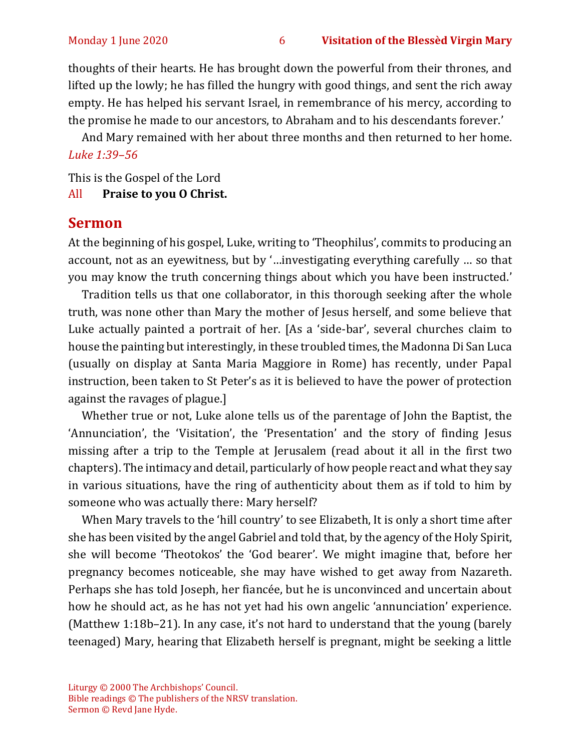thoughts of their hearts. He has brought down the powerful from their thrones, and lifted up the lowly; he has filled the hungry with good things, and sent the rich away empty. He has helped his servant Israel, in remembrance of his mercy, according to the promise he made to our ancestors, to Abraham and to his descendants forever.'

And Mary remained with her about three months and then returned to her home.
*Luke 1:39–56*

This is the Gospel of the Lord
All **Praise to you O Christ.**

## Sermon

At the beginning of his gospel, Luke, writing to 'Theophilus', commits to producing an account, not as an eyewitness, but by '…investigating everything carefully … so that you may know the truth concerning things about which you have been instructed.'

Tradition tells us that one collaborator, in this thorough seeking after the whole truth, was none other than Mary the mother of Jesus herself, and some believe that Luke actually painted a portrait of her. [As a 'side-bar', several churches claim to house the painting but interestingly, in these troubled times, the Madonna Di San Luca (usually on display at Santa Maria Maggiore in Rome) has recently, under Papal instruction, been taken to St Peter's as it is believed to have the power of protection against the ravages of plague.]

Whether true or not, Luke alone tells us of the parentage of John the Baptist, the 'Annunciation', the 'Visitation', the 'Presentation' and the story of finding Jesus missing after a trip to the Temple at Jerusalem (read about it all in the first two chapters). The intimacy and detail, particularly of how people react and what they say in various situations, have the ring of authenticity about them as if told to him by someone who was actually there: Mary herself?

When Mary travels to the 'hill country' to see Elizabeth, It is only a short time after she has been visited by the angel Gabriel and told that, by the agency of the Holy Spirit, she will become 'Theotokos' the 'God bearer'. We might imagine that, before her pregnancy becomes noticeable, she may have wished to get away from Nazareth. Perhaps she has told Joseph, her fiancée, but he is unconvinced and uncertain about how he should act, as he has not yet had his own angelic 'annunciation' experience. (Matthew 1:18b–21). In any case, it's not hard to understand that the young (barely teenaged) Mary, hearing that Elizabeth herself is pregnant, might be seeking a little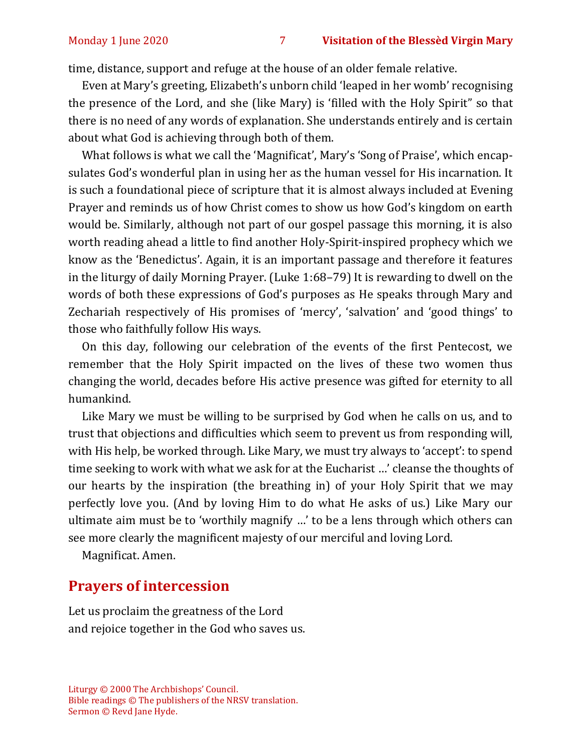time, distance, support and refuge at the house of an older female relative.

Even at Mary's greeting, Elizabeth's unborn child 'leaped in her womb' recognising the presence of the Lord, and she (like Mary) is 'filled with the Holy Spirit" so that there is no need of any words of explanation. She understands entirely and is certain about what God is achieving through both of them.

What follows is what we call the 'Magnificat', Mary's 'Song of Praise', which encapsulates God's wonderful plan in using her as the human vessel for His incarnation. It is such a foundational piece of scripture that it is almost always included at Evening Prayer and reminds us of how Christ comes to show us how God's kingdom on earth would be. Similarly, although not part of our gospel passage this morning, it is also worth reading ahead a little to find another Holy-Spirit-inspired prophecy which we know as the 'Benedictus'. Again, it is an important passage and therefore it features in the liturgy of daily Morning Prayer. (Luke 1:68–79) It is rewarding to dwell on the words of both these expressions of God's purposes as He speaks through Mary and Zechariah respectively of His promises of 'mercy', 'salvation' and 'good things' to those who faithfully follow His ways.

On this day, following our celebration of the events of the first Pentecost, we remember that the Holy Spirit impacted on the lives of these two women thus changing the world, decades before His active presence was gifted for eternity to all humankind.

Like Mary we must be willing to be surprised by God when he calls on us, and to trust that objections and difficulties which seem to prevent us from responding will, with His help, be worked through. Like Mary, we must try always to 'accept': to spend time seeking to work with what we ask for at the Eucharist …' cleanse the thoughts of our hearts by the inspiration (the breathing in) of your Holy Spirit that we may perfectly love you. (And by loving Him to do what He asks of us.) Like Mary our ultimate aim must be to 'worthily magnify …' to be a lens through which others can see more clearly the magnificent majesty of our merciful and loving Lord.

Magnificat. Amen.

## Prayers of intercession

Let us proclaim the greatness of the Lord
and rejoice together in the God who saves us.

Liturgy © 2000 The Archbishops' Council.
Bible readings © The publishers of the NRSV translation.
Sermon © Revd Jane Hyde.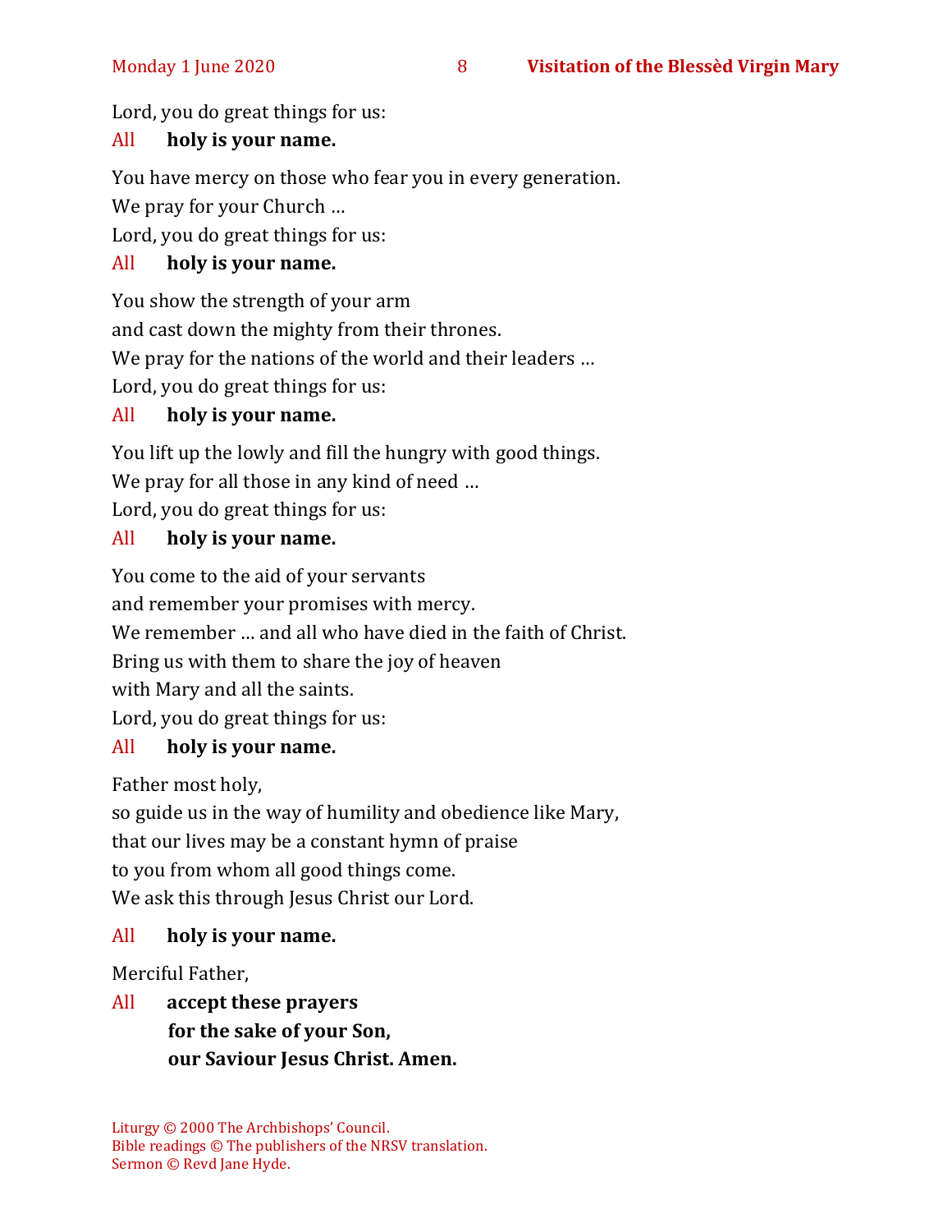Lord, you do great things for us:

All **holy is your name.**

You have mercy on those who fear you in every generation.
We pray for your Church …
Lord, you do great things for us:

All **holy is your name.**

You show the strength of your arm
and cast down the mighty from their thrones.
We pray for the nations of the world and their leaders …
Lord, you do great things for us:

All **holy is your name.**

You lift up the lowly and fill the hungry with good things.
We pray for all those in any kind of need …
Lord, you do great things for us:

All **holy is your name.**

You come to the aid of your servants
and remember your promises with mercy.
We remember … and all who have died in the faith of Christ.
Bring us with them to share the joy of heaven
with Mary and all the saints.
Lord, you do great things for us:

All **holy is your name.**

Father most holy,
so guide us in the way of humility and obedience like Mary,
that our lives may be a constant hymn of praise
to you from whom all good things come.
We ask this through Jesus Christ our Lord.

All **holy is your name.**

Merciful Father,

All **accept these prayers**
**for the sake of your Son,**
**our Saviour Jesus Christ. Amen.**

Liturgy © 2000 The Archbishops' Council.
Bible readings © The publishers of the NRSV translation.
Sermon © Revd Jane Hyde.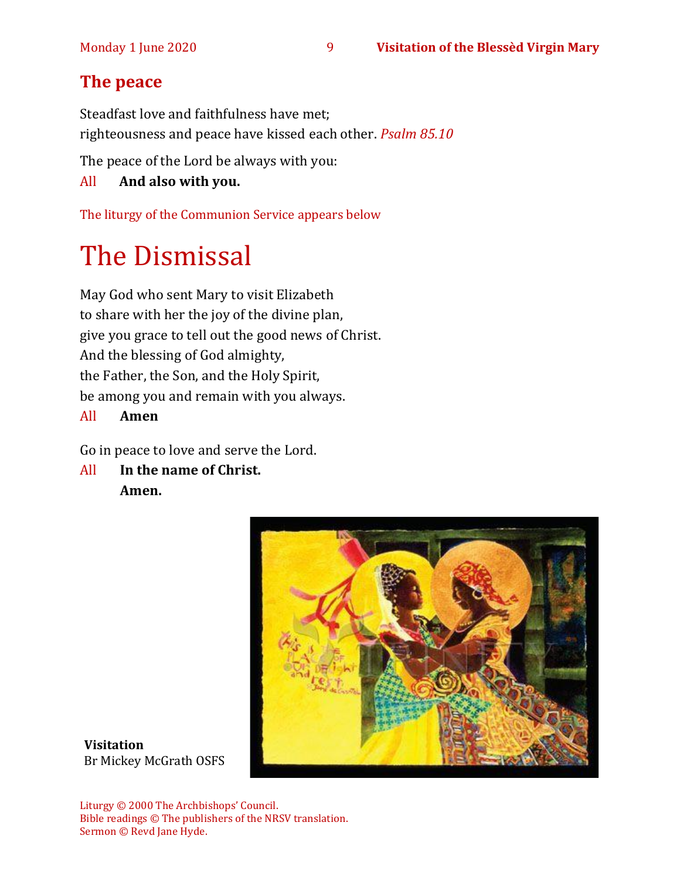## The peace

Steadfast love and faithfulness have met;
righteousness and peace have kissed each other. *Psalm 85.10*

The peace of the Lord be always with you:

All **And also with you.**

The liturgy of the Communion Service appears below

# The Dismissal

May God who sent Mary to visit Elizabeth
to share with her the joy of the divine plan,
give you grace to tell out the good news of Christ.
And the blessing of God almighty,
the Father, the Son, and the Holy Spirit,
be among you and remain with you always.

All **Amen**

Go in peace to love and serve the Lord.

All **In the name of Christ.**
**Amen.**

**Visitation**
Br Mickey McGrath OSFS

Liturgy © 2000 The Archbishops' Council.
Bible readings © The publishers of the NRSV translation.
Sermon © Revd Jane Hyde.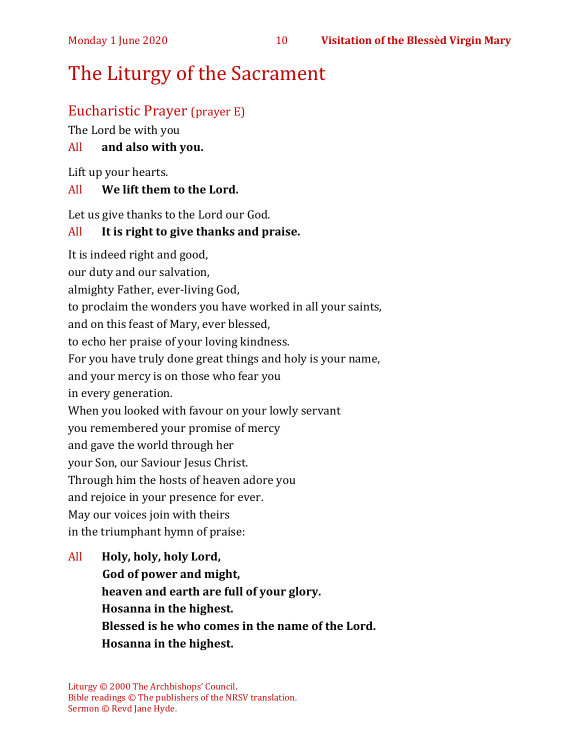# The Liturgy of the Sacrament

## Eucharistic Prayer (prayer E)

The Lord be with you

All **and also with you.**

Lift up your hearts.

All **We lift them to the Lord.**

Let us give thanks to the Lord our God.

All **It is right to give thanks and praise.**

It is indeed right and good,
our duty and our salvation,
almighty Father, ever-living God,
to proclaim the wonders you have worked in all your saints,
and on this feast of Mary, ever blessed,
to echo her praise of your loving kindness.
For you have truly done great things and holy is your name,
and your mercy is on those who fear you
in every generation.
When you looked with favour on your lowly servant
you remembered your promise of mercy
and gave the world through her
your Son, our Saviour Jesus Christ.
Through him the hosts of heaven adore you
and rejoice in your presence for ever.
May our voices join with theirs
in the triumphant hymn of praise:

All **Holy, holy, holy Lord,**
**God of power and might,**
**heaven and earth are full of your glory.**
**Hosanna in the highest.**
**Blessed is he who comes in the name of the Lord.**
**Hosanna in the highest.**

Liturgy © 2000 The Archbishops' Council.
Bible readings © The publishers of the NRSV translation.
Sermon © Revd Jane Hyde.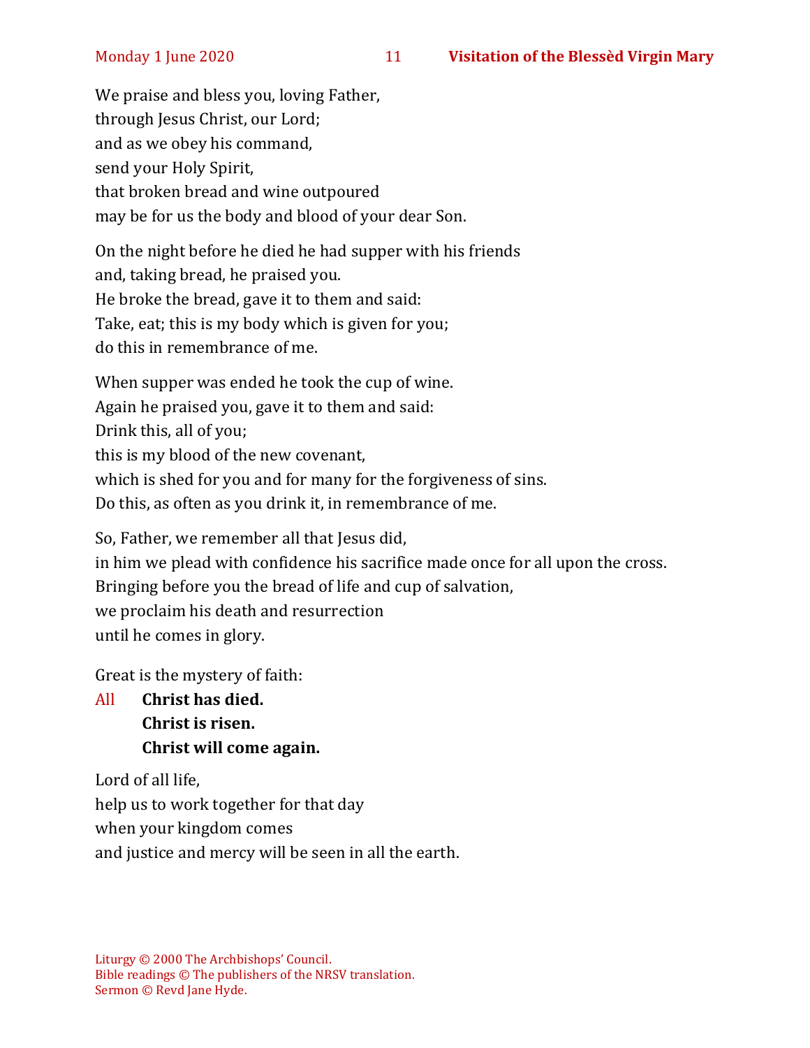We praise and bless you, loving Father,
through Jesus Christ, our Lord;
and as we obey his command,
send your Holy Spirit,
that broken bread and wine outpoured
may be for us the body and blood of your dear Son.

On the night before he died he had supper with his friends
and, taking bread, he praised you.
He broke the bread, gave it to them and said:
Take, eat; this is my body which is given for you;
do this in remembrance of me.

When supper was ended he took the cup of wine.
Again he praised you, gave it to them and said:
Drink this, all of you;
this is my blood of the new covenant,
which is shed for you and for many for the forgiveness of sins.
Do this, as often as you drink it, in remembrance of me.

So, Father, we remember all that Jesus did,
in him we plead with confidence his sacrifice made once for all upon the cross.
Bringing before you the bread of life and cup of salvation,
we proclaim his death and resurrection
until he comes in glory.

Great is the mystery of faith:

All **Christ has died.**
**Christ is risen.**
**Christ will come again.**

Lord of all life,
help us to work together for that day
when your kingdom comes
and justice and mercy will be seen in all the earth.

Liturgy © 2000 The Archbishops' Council.
Bible readings © The publishers of the NRSV translation.
Sermon © Revd Jane Hyde.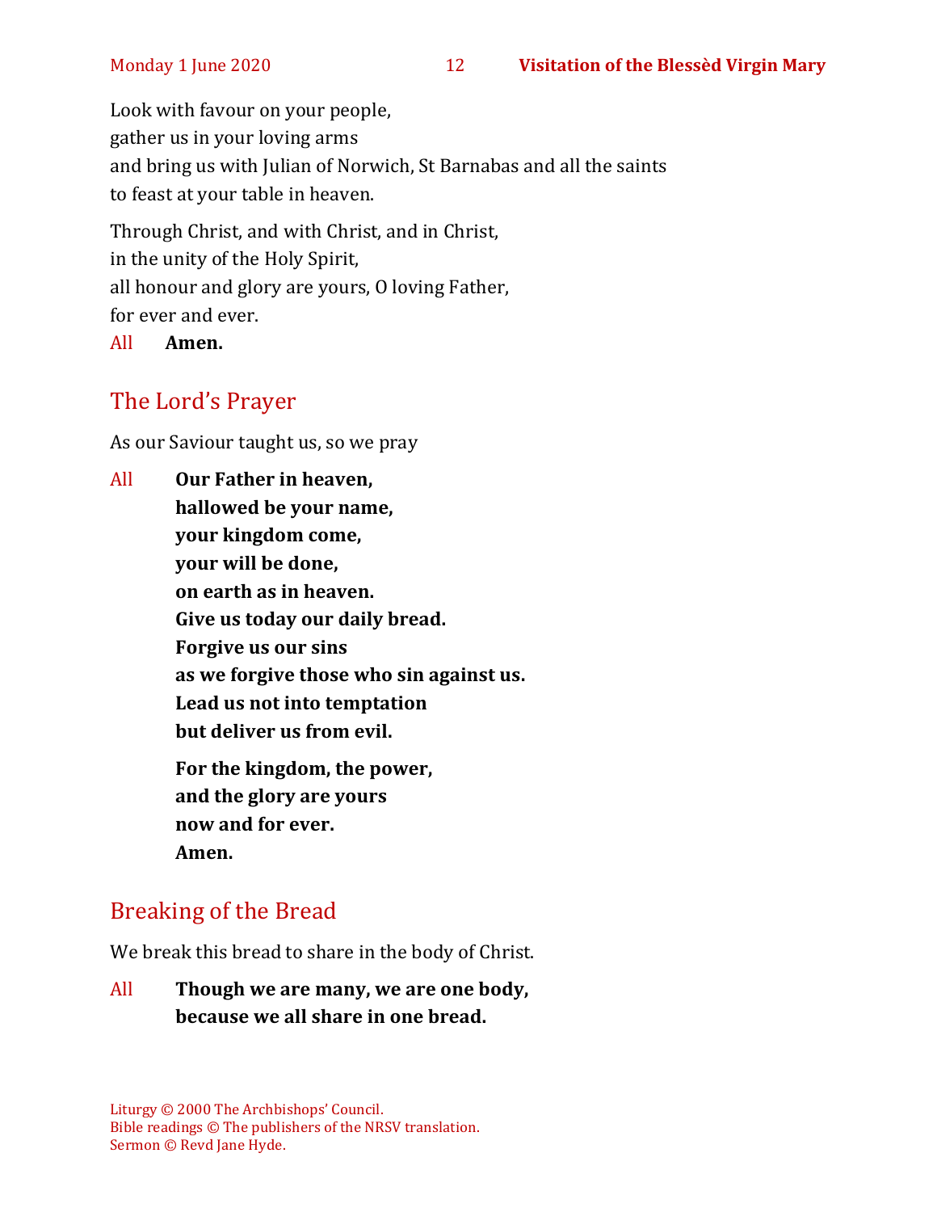Look with favour on your people,
gather us in your loving arms
and bring us with Julian of Norwich, St Barnabas and all the saints
to feast at your table in heaven.

Through Christ, and with Christ, and in Christ,
in the unity of the Holy Spirit,
all honour and glory are yours, O loving Father,
for ever and ever.

All **Amen.**

## The Lord's Prayer

As our Saviour taught us, so we pray

All **Our Father in heaven,**
**hallowed be your name,**
**your kingdom come,**
**your will be done,**
**on earth as in heaven.**
**Give us today our daily bread.**
**Forgive us our sins**
**as we forgive those who sin against us.**
**Lead us not into temptation**
**but deliver us from evil.**

**For the kingdom, the power,**
**and the glory are yours**
**now and for ever.**
**Amen.**

## Breaking of the Bread

We break this bread to share in the body of Christ.

All **Though we are many, we are one body,**
**because we all share in one bread.**

Liturgy © 2000 The Archbishops' Council.
Bible readings © The publishers of the NRSV translation.
Sermon © Revd Jane Hyde.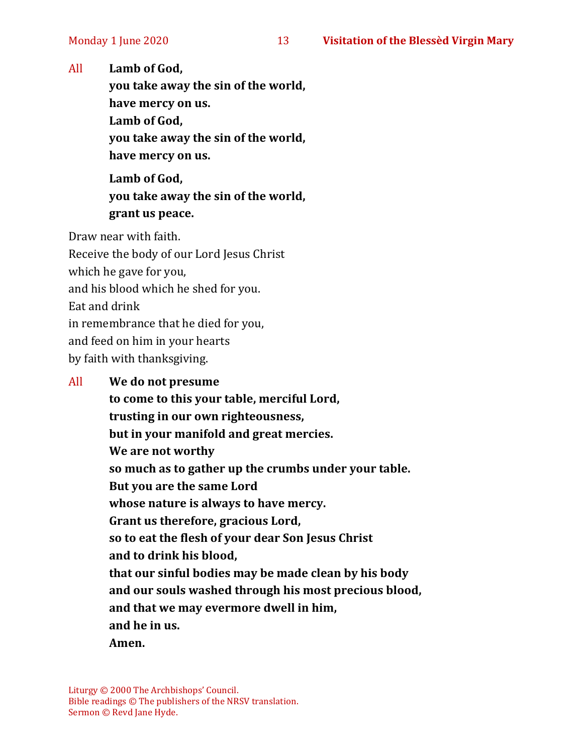All **Lamb of God,**
**you take away the sin of the world,**
**have mercy on us.**
**Lamb of God,**
**you take away the sin of the world,**
**have mercy on us.**

**Lamb of God,**
**you take away the sin of the world,**
**grant us peace.**

Draw near with faith.
Receive the body of our Lord Jesus Christ
which he gave for you,
and his blood which he shed for you.
Eat and drink
in remembrance that he died for you,
and feed on him in your hearts
by faith with thanksgiving.

All **We do not presume**
**to come to this your table, merciful Lord,**
**trusting in our own righteousness,**
**but in your manifold and great mercies.**
**We are not worthy**
**so much as to gather up the crumbs under your table.**
**But you are the same Lord**
**whose nature is always to have mercy.**
**Grant us therefore, gracious Lord,**
**so to eat the flesh of your dear Son Jesus Christ**
**and to drink his blood,**
**that our sinful bodies may be made clean by his body**
**and our souls washed through his most precious blood,**
**and that we may evermore dwell in him,**
**and he in us.**
**Amen.**

Liturgy © 2000 The Archbishops' Council.
Bible readings © The publishers of the NRSV translation.
Sermon © Revd Jane Hyde.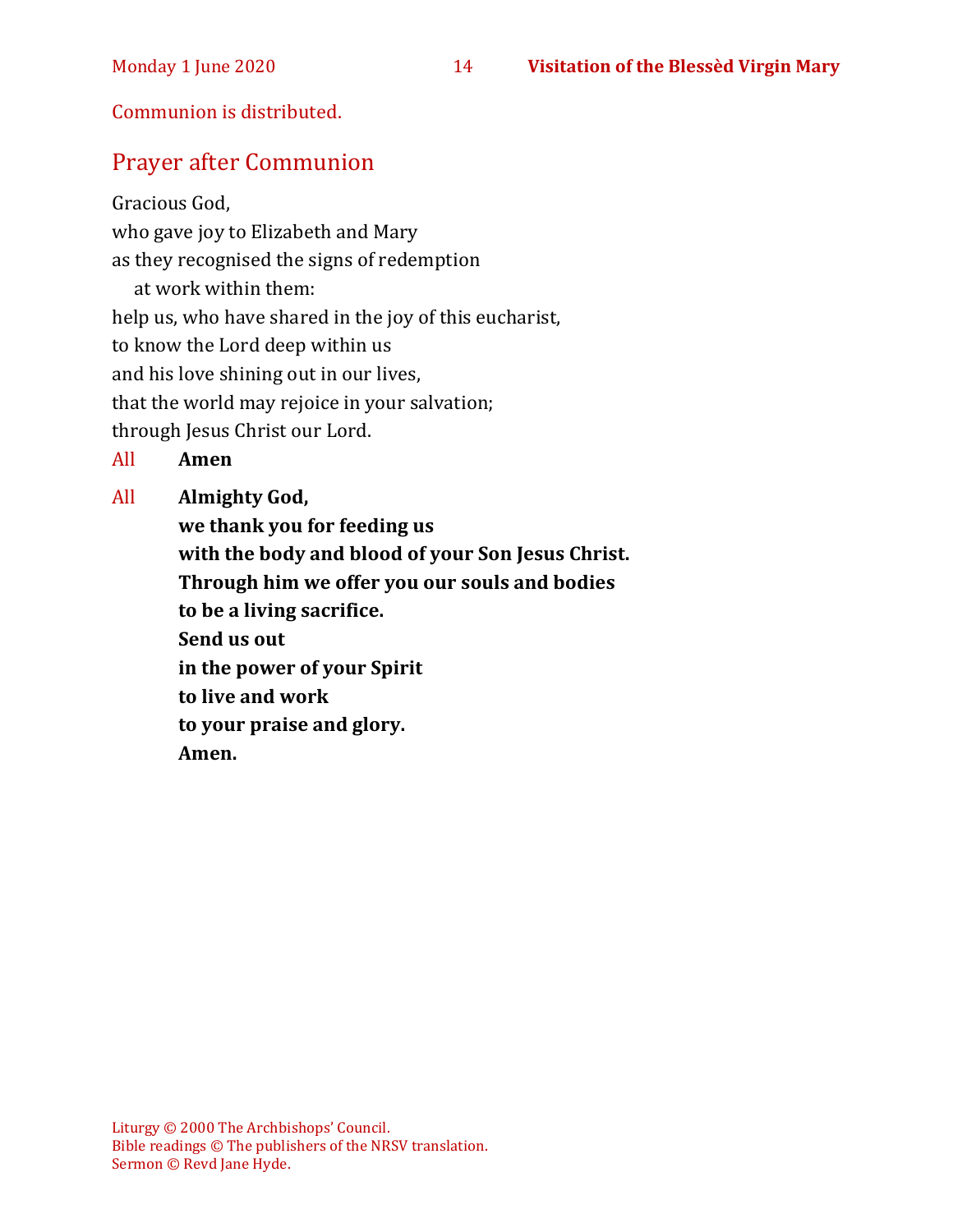Communion is distributed.

## Prayer after Communion

Gracious God,
who gave joy to Elizabeth and Mary
as they recognised the signs of redemption
    at work within them:
help us, who have shared in the joy of this eucharist,
to know the Lord deep within us
and his love shining out in our lives,
that the world may rejoice in your salvation;
through Jesus Christ our Lord.

All **Amen**

All **Almighty God,**
**we thank you for feeding us**
**with the body and blood of your Son Jesus Christ.**
**Through him we offer you our souls and bodies**
**to be a living sacrifice.**
**Send us out**
**in the power of your Spirit**
**to live and work**
**to your praise and glory.**
**Amen.**

Liturgy © 2000 The Archbishops' Council.
Bible readings © The publishers of the NRSV translation.
Sermon © Revd Jane Hyde.